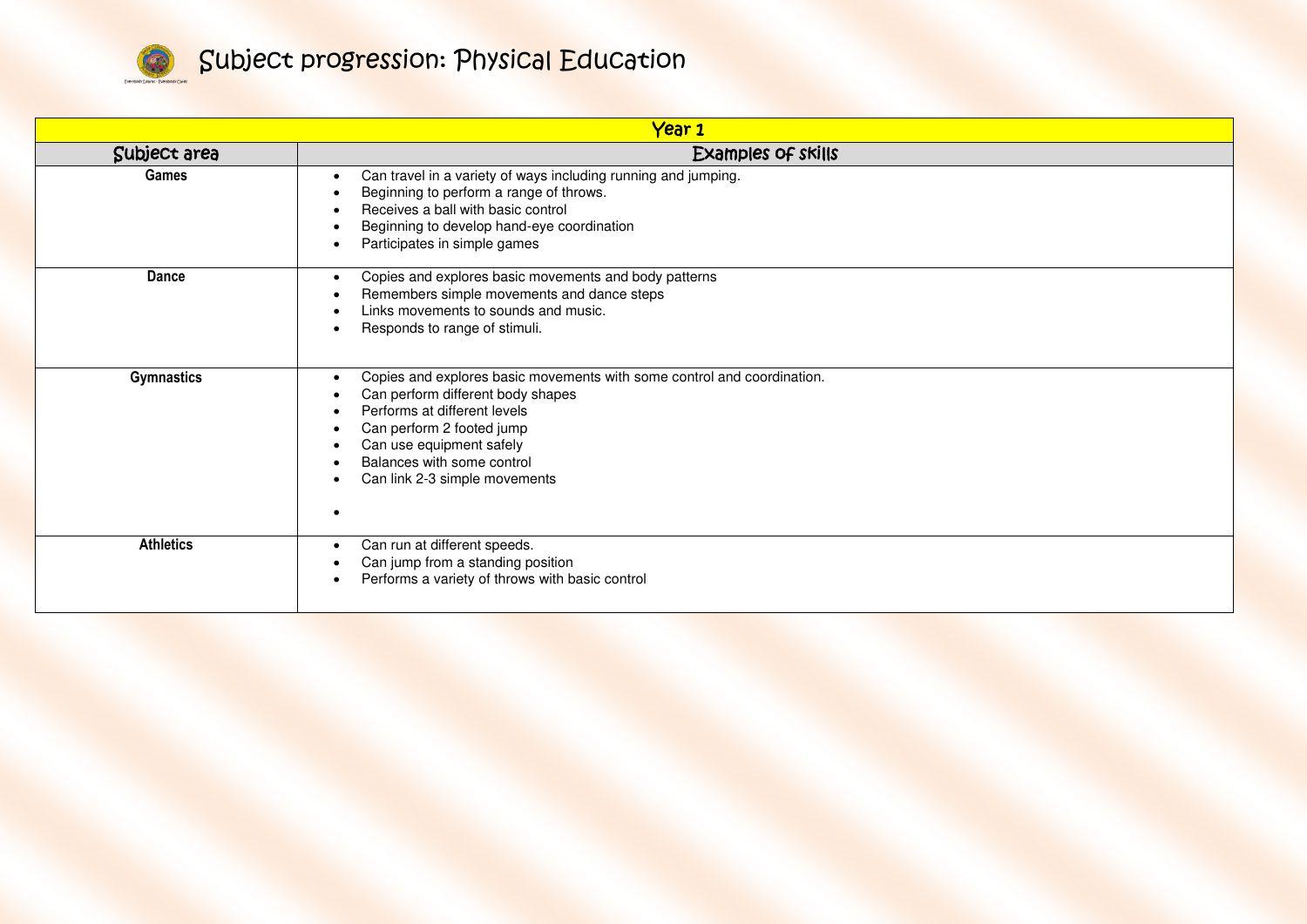# Subject progression: Physical Education

| Year 1 | |
|---|---|
| **Subject area** | **Examples of skills** |
| **Games** | • Can travel in a variety of ways including running and jumping.<br>• Beginning to perform a range of throws.<br>• Receives a ball with basic control<br>• Beginning to develop hand-eye coordination<br>• Participates in simple games |
| **Dance** | • Copies and explores basic movements and body patterns<br>• Remembers simple movements and dance steps<br>• Links movements to sounds and music.<br>• Responds to range of stimuli. |
| **Gymnastics** | • Copies and explores basic movements with some control and coordination.<br>• Can perform different body shapes<br>• Performs at different levels<br>• Can perform 2 footed jump<br>• Can use equipment safely<br>• Balances with some control<br>• Can link 2-3 simple movements<br>• |
| **Athletics** | • Can run at different speeds.<br>• Can jump from a standing position<br>• Performs a variety of throws with basic control |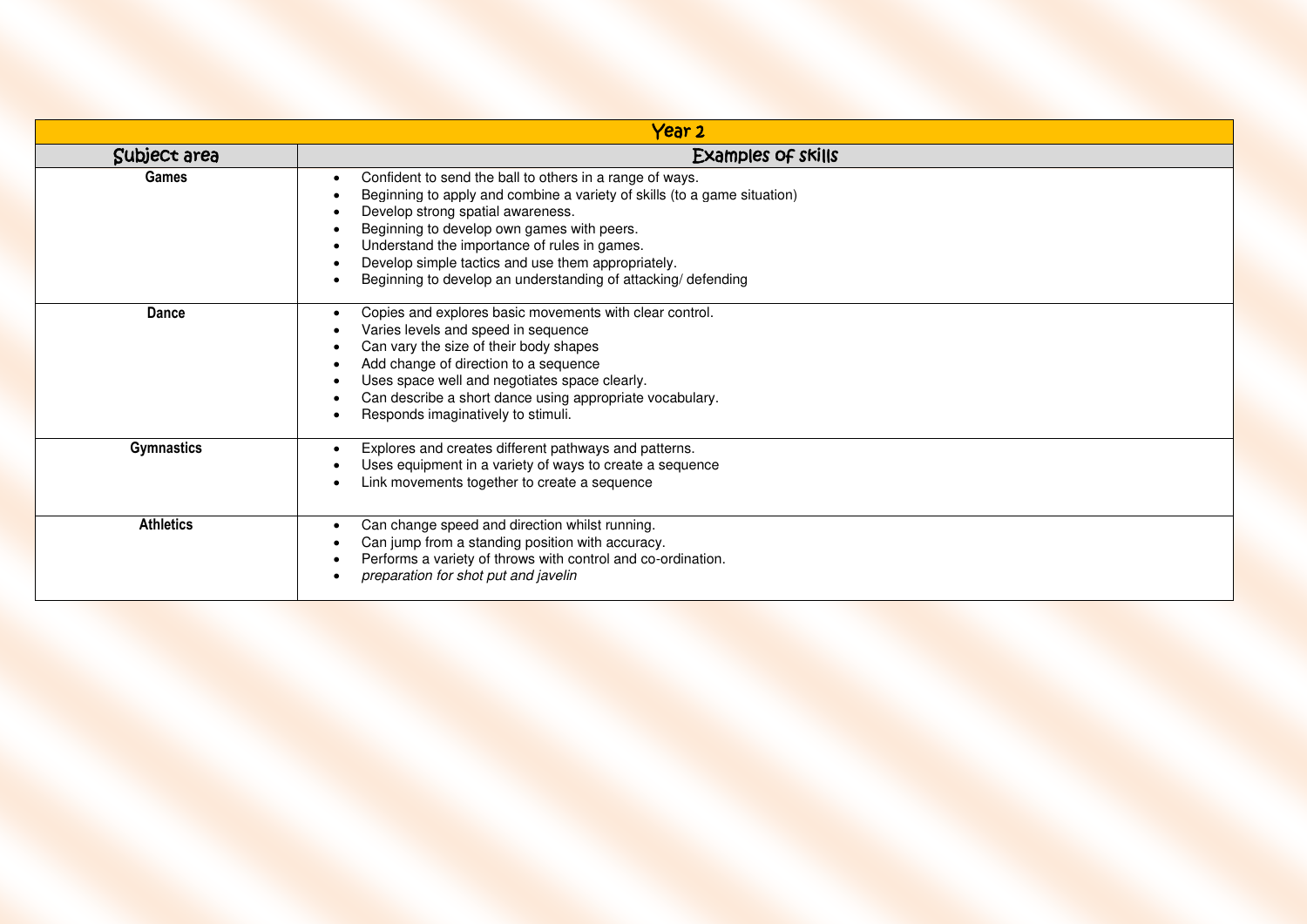| Year 2 | |
|---|---|
| **Subject area** | **Examples of skills** |
| **Games** | • Confident to send the ball to others in a range of ways.<br>• Beginning to apply and combine a variety of skills (to a game situation)<br>• Develop strong spatial awareness.<br>• Beginning to develop own games with peers.<br>• Understand the importance of rules in games.<br>• Develop simple tactics and use them appropriately.<br>• Beginning to develop an understanding of attacking/ defending |
| **Dance** | • Copies and explores basic movements with clear control.<br>• Varies levels and speed in sequence<br>• Can vary the size of their body shapes<br>• Add change of direction to a sequence<br>• Uses space well and negotiates space clearly.<br>• Can describe a short dance using appropriate vocabulary.<br>• Responds imaginatively to stimuli. |
| **Gymnastics** | • Explores and creates different pathways and patterns.<br>• Uses equipment in a variety of ways to create a sequence<br>• Link movements together to create a sequence |
| **Athletics** | • Can change speed and direction whilst running.<br>• Can jump from a standing position with accuracy.<br>• Performs a variety of throws with control and co-ordination.<br>• *preparation for shot put and javelin* |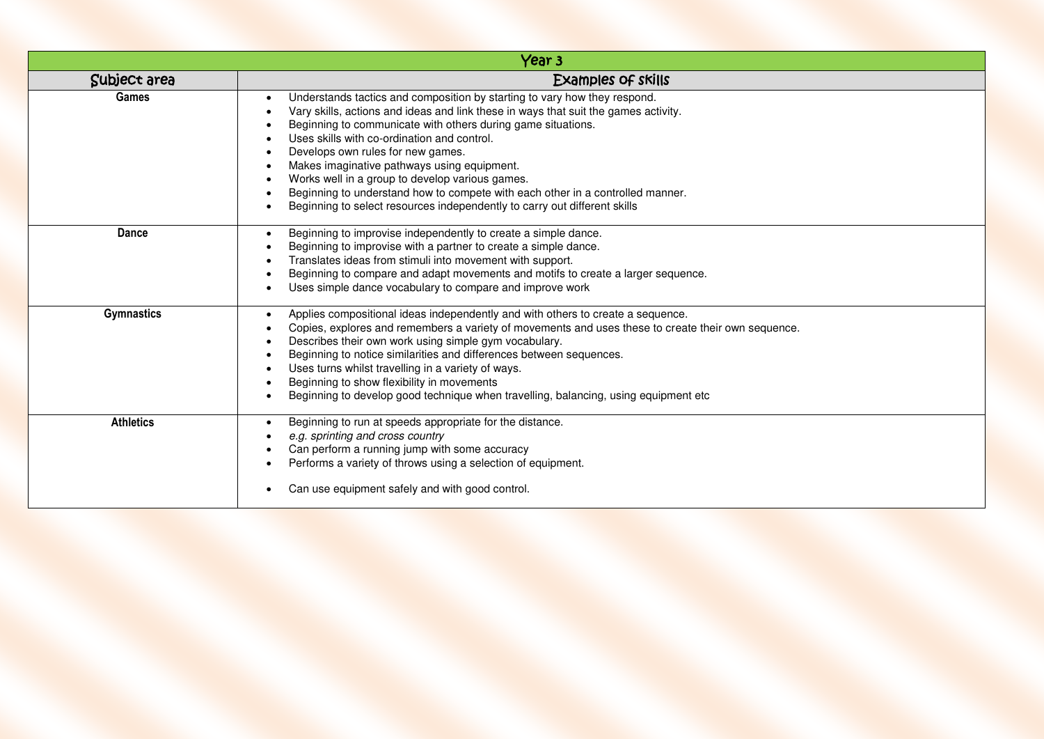| Year 3 | |
|---|---|
| **Subject area** | **Examples of skills** |
| **Games** | • Understands tactics and composition by starting to vary how they respond.<br>• Vary skills, actions and ideas and link these in ways that suit the games activity.<br>• Beginning to communicate with others during game situations.<br>• Uses skills with co-ordination and control.<br>• Develops own rules for new games.<br>• Makes imaginative pathways using equipment.<br>• Works well in a group to develop various games.<br>• Beginning to understand how to compete with each other in a controlled manner.<br>• Beginning to select resources independently to carry out different skills |
| **Dance** | • Beginning to improvise independently to create a simple dance.<br>• Beginning to improvise with a partner to create a simple dance.<br>• Translates ideas from stimuli into movement with support.<br>• Beginning to compare and adapt movements and motifs to create a larger sequence.<br>• Uses simple dance vocabulary to compare and improve work |
| **Gymnastics** | • Applies compositional ideas independently and with others to create a sequence.<br>• Copies, explores and remembers a variety of movements and uses these to create their own sequence.<br>• Describes their own work using simple gym vocabulary.<br>• Beginning to notice similarities and differences between sequences.<br>• Uses turns whilst travelling in a variety of ways.<br>• Beginning to show flexibility in movements<br>• Beginning to develop good technique when travelling, balancing, using equipment etc |
| **Athletics** | • Beginning to run at speeds appropriate for the distance.<br>• *e.g. sprinting and cross country*<br>• Can perform a running jump with some accuracy<br>• Performs a variety of throws using a selection of equipment.<br>• Can use equipment safely and with good control. |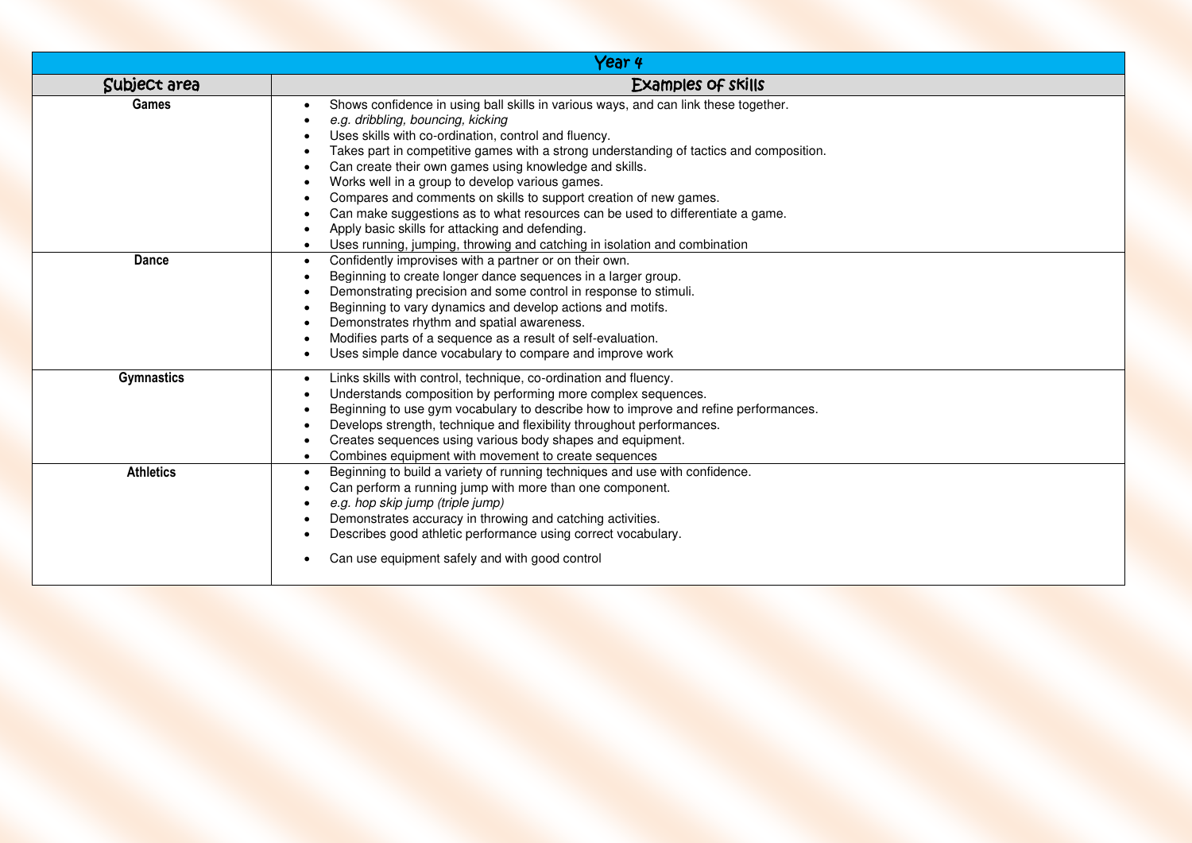| Year 4 | |
|---|---|
| **Subject area** | **Examples of skills** |
| **Games** | • Shows confidence in using ball skills in various ways, and can link these together.<br>• *e.g. dribbling, bouncing, kicking*<br>• Uses skills with co-ordination, control and fluency.<br>• Takes part in competitive games with a strong understanding of tactics and composition.<br>• Can create their own games using knowledge and skills.<br>• Works well in a group to develop various games.<br>• Compares and comments on skills to support creation of new games.<br>• Can make suggestions as to what resources can be used to differentiate a game.<br>• Apply basic skills for attacking and defending.<br>• Uses running, jumping, throwing and catching in isolation and combination |
| **Dance** | • Confidently improvises with a partner or on their own.<br>• Beginning to create longer dance sequences in a larger group.<br>• Demonstrating precision and some control in response to stimuli.<br>• Beginning to vary dynamics and develop actions and motifs.<br>• Demonstrates rhythm and spatial awareness.<br>• Modifies parts of a sequence as a result of self-evaluation.<br>• Uses simple dance vocabulary to compare and improve work |
| **Gymnastics** | • Links skills with control, technique, co-ordination and fluency.<br>• Understands composition by performing more complex sequences.<br>• Beginning to use gym vocabulary to describe how to improve and refine performances.<br>• Develops strength, technique and flexibility throughout performances.<br>• Creates sequences using various body shapes and equipment.<br>• Combines equipment with movement to create sequences |
| **Athletics** | • Beginning to build a variety of running techniques and use with confidence.<br>• Can perform a running jump with more than one component.<br>• *e.g. hop skip jump (triple jump)*<br>• Demonstrates accuracy in throwing and catching activities.<br>• Describes good athletic performance using correct vocabulary.<br>• Can use equipment safely and with good control |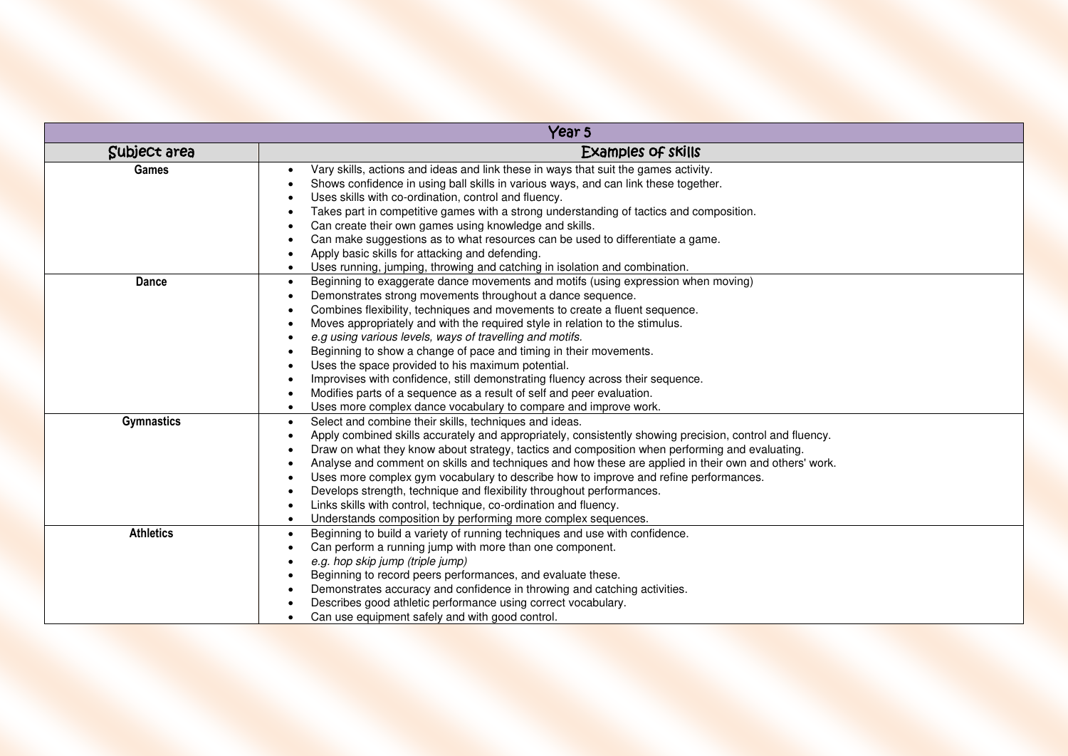| Year 5 | |
|---|---|
| **Subject area** | **Examples of skills** |
| **Games** | • Vary skills, actions and ideas and link these in ways that suit the games activity.<br>• Shows confidence in using ball skills in various ways, and can link these together.<br>• Uses skills with co-ordination, control and fluency.<br>• Takes part in competitive games with a strong understanding of tactics and composition.<br>• Can create their own games using knowledge and skills.<br>• Can make suggestions as to what resources can be used to differentiate a game.<br>• Apply basic skills for attacking and defending.<br>• Uses running, jumping, throwing and catching in isolation and combination. |
| **Dance** | • Beginning to exaggerate dance movements and motifs (using expression when moving)<br>• Demonstrates strong movements throughout a dance sequence.<br>• Combines flexibility, techniques and movements to create a fluent sequence.<br>• Moves appropriately and with the required style in relation to the stimulus.<br>• *e.g using various levels, ways of travelling and motifs.*<br>• Beginning to show a change of pace and timing in their movements.<br>• Uses the space provided to his maximum potential.<br>• Improvises with confidence, still demonstrating fluency across their sequence.<br>• Modifies parts of a sequence as a result of self and peer evaluation.<br>• Uses more complex dance vocabulary to compare and improve work. |
| **Gymnastics** | • Select and combine their skills, techniques and ideas.<br>• Apply combined skills accurately and appropriately, consistently showing precision, control and fluency.<br>• Draw on what they know about strategy, tactics and composition when performing and evaluating.<br>• Analyse and comment on skills and techniques and how these are applied in their own and others' work.<br>• Uses more complex gym vocabulary to describe how to improve and refine performances.<br>• Develops strength, technique and flexibility throughout performances.<br>• Links skills with control, technique, co-ordination and fluency.<br>• Understands composition by performing more complex sequences. |
| **Athletics** | • Beginning to build a variety of running techniques and use with confidence.<br>• Can perform a running jump with more than one component.<br>• *e.g. hop skip jump (triple jump)*<br>• Beginning to record peers performances, and evaluate these.<br>• Demonstrates accuracy and confidence in throwing and catching activities.<br>• Describes good athletic performance using correct vocabulary.<br>• Can use equipment safely and with good control. |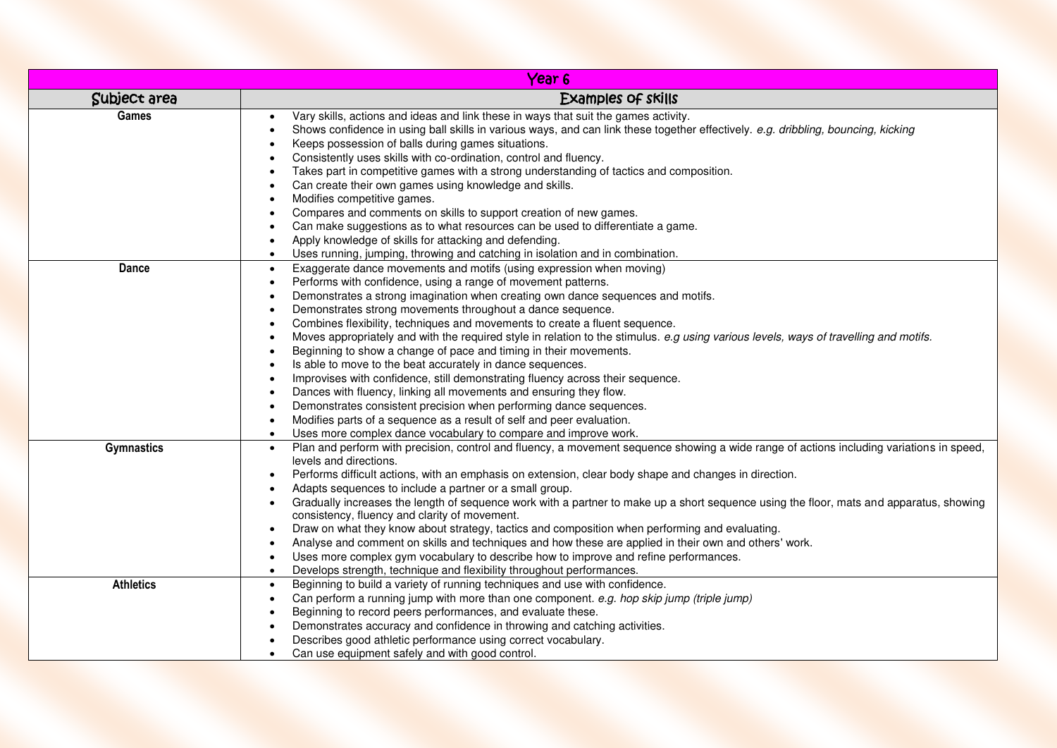| Year 6 | |
|---|---|
| **Subject area** | **Examples of skills** |
| **Games** | • Vary skills, actions and ideas and link these in ways that suit the games activity.<br>• Shows confidence in using ball skills in various ways, and can link these together effectively. *e.g. dribbling, bouncing, kicking*<br>• Keeps possession of balls during games situations.<br>• Consistently uses skills with co-ordination, control and fluency.<br>• Takes part in competitive games with a strong understanding of tactics and composition.<br>• Can create their own games using knowledge and skills.<br>• Modifies competitive games.<br>• Compares and comments on skills to support creation of new games.<br>• Can make suggestions as to what resources can be used to differentiate a game.<br>• Apply knowledge of skills for attacking and defending.<br>• Uses running, jumping, throwing and catching in isolation and in combination. |
| **Dance** | • Exaggerate dance movements and motifs (using expression when moving)<br>• Performs with confidence, using a range of movement patterns.<br>• Demonstrates a strong imagination when creating own dance sequences and motifs.<br>• Demonstrates strong movements throughout a dance sequence.<br>• Combines flexibility, techniques and movements to create a fluent sequence.<br>• Moves appropriately and with the required style in relation to the stimulus. *e.g using various levels, ways of travelling and motifs.*<br>• Beginning to show a change of pace and timing in their movements.<br>• Is able to move to the beat accurately in dance sequences.<br>• Improvises with confidence, still demonstrating fluency across their sequence.<br>• Dances with fluency, linking all movements and ensuring they flow.<br>• Demonstrates consistent precision when performing dance sequences.<br>• Modifies parts of a sequence as a result of self and peer evaluation.<br>• Uses more complex dance vocabulary to compare and improve work. |
| **Gymnastics** | • Plan and perform with precision, control and fluency, a movement sequence showing a wide range of actions including variations in speed, levels and directions.<br>• Performs difficult actions, with an emphasis on extension, clear body shape and changes in direction.<br>• Adapts sequences to include a partner or a small group.<br>• Gradually increases the length of sequence work with a partner to make up a short sequence using the floor, mats and apparatus, showing consistency, fluency and clarity of movement.<br>• Draw on what they know about strategy, tactics and composition when performing and evaluating.<br>• Analyse and comment on skills and techniques and how these are applied in their own and others' work.<br>• Uses more complex gym vocabulary to describe how to improve and refine performances.<br>• Develops strength, technique and flexibility throughout performances. |
| **Athletics** | • Beginning to build a variety of running techniques and use with confidence.<br>• Can perform a running jump with more than one component. *e.g. hop skip jump (triple jump)*<br>• Beginning to record peers performances, and evaluate these.<br>• Demonstrates accuracy and confidence in throwing and catching activities.<br>• Describes good athletic performance using correct vocabulary.<br>• Can use equipment safely and with good control. |